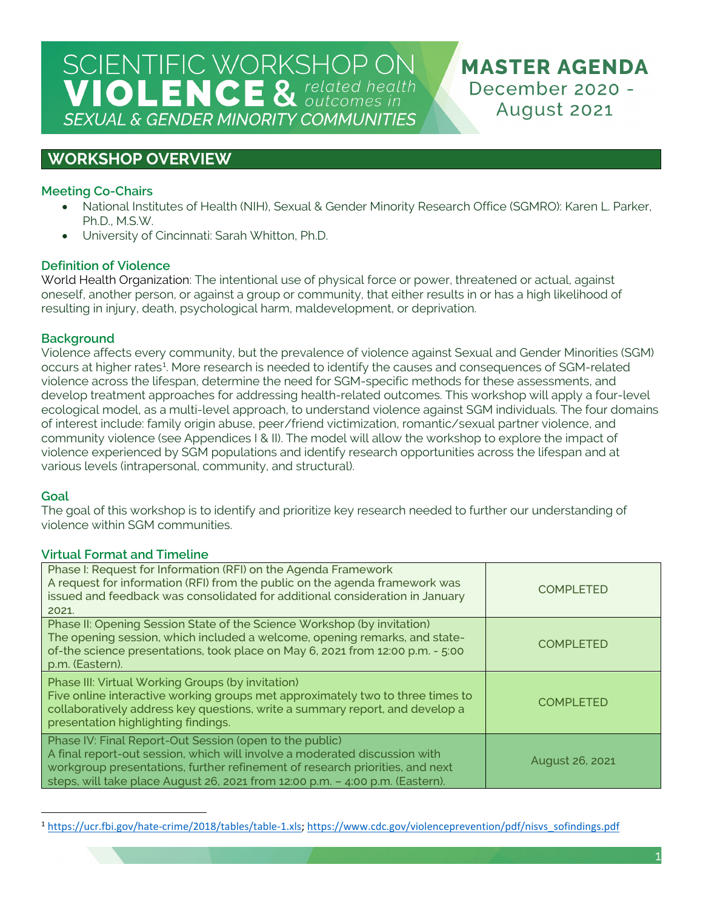# SCIENTIFIC WORKSHOP ON VIOLENCE & *related health outcomes in* *SEXUAL & GENDER MINORITY COMMUNITIES*

**MASTER AGENDA**
December 2020 - August 2021

## WORKSHOP OVERVIEW

### Meeting Co-Chairs

- National Institutes of Health (NIH), Sexual & Gender Minority Research Office (SGMRO): Karen L. Parker, Ph.D., M.S.W.
- University of Cincinnati: Sarah Whitton, Ph.D.

### Definition of Violence

World Health Organization: The intentional use of physical force or power, threatened or actual, against oneself, another person, or against a group or community, that either results in or has a high likelihood of resulting in injury, death, psychological harm, maldevelopment, or deprivation.

### Background

Violence affects every community, but the prevalence of violence against Sexual and Gender Minorities (SGM) occurs at higher rates[1]. More research is needed to identify the causes and consequences of SGM-related violence across the lifespan, determine the need for SGM-specific methods for these assessments, and develop treatment approaches for addressing health-related outcomes. This workshop will apply a four-level ecological model, as a multi-level approach, to understand violence against SGM individuals. The four domains of interest include: family origin abuse, peer/friend victimization, romantic/sexual partner violence, and community violence (see Appendices I & II). The model will allow the workshop to explore the impact of violence experienced by SGM populations and identify research opportunities across the lifespan and at various levels (intrapersonal, community, and structural).

### Goal

The goal of this workshop is to identify and prioritize key research needed to further our understanding of violence within SGM communities.

### Virtual Format and Timeline

| Phase | Status |
| --- | --- |
| Phase I: Request for Information (RFI) on the Agenda Framework<br>A request for information (RFI) from the public on the agenda framework was issued and feedback was consolidated for additional consideration in January 2021. | COMPLETED |
| Phase II: Opening Session State of the Science Workshop (by invitation)<br>The opening session, which included a welcome, opening remarks, and state-of-the science presentations, took place on May 6, 2021 from 12:00 p.m. - 5:00 p.m. (Eastern). | COMPLETED |
| Phase III: Virtual Working Groups (by invitation)<br>Five online interactive working groups met approximately two to three times to collaboratively address key questions, write a summary report, and develop a presentation highlighting findings. | COMPLETED |
| Phase IV: Final Report-Out Session (open to the public)<br>A final report-out session, which will involve a moderated discussion with workgroup presentations, further refinement of research priorities, and next steps, will take place August 26, 2021 from 12:00 p.m. – 4:00 p.m. (Eastern). | August 26, 2021 |

---

[1] https://ucr.fbi.gov/hate-crime/2018/tables/table-1.xls; https://www.cdc.gov/violenceprevention/pdf/nisvs_sofindings.pdf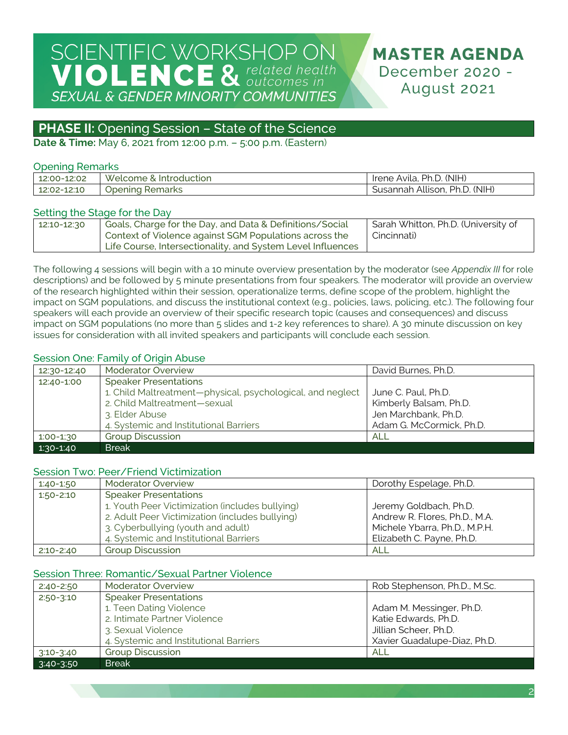# SCIENTIFIC WORKSHOP ON VIOLENCE & *related health outcomes in* *SEXUAL & GENDER MINORITY COMMUNITIES*

## MASTER AGENDA
December 2020 - August 2021

## PHASE II: Opening Session – State of the Science

**Date & Time:** May 6, 2021 from 12:00 p.m. – 5:00 p.m. (Eastern)

### Opening Remarks

| | | |
|---|---|---|
| 12:00-12:02 | Welcome & Introduction | Irene Avila, Ph.D. (NIH) |
| 12:02-12:10 | Opening Remarks | Susannah Allison, Ph.D. (NIH) |

### Setting the Stage for the Day

| | | |
|---|---|---|
| 12:10-12:30 | Goals, Charge for the Day, and Data & Definitions/Social Context of Violence against SGM Populations across the Life Course, Intersectionality, and System Level Influences | Sarah Whitton, Ph.D. (University of Cincinnati) |

The following 4 sessions will begin with a 10 minute overview presentation by the moderator (see *Appendix III* for role descriptions) and be followed by 5 minute presentations from four speakers. The moderator will provide an overview of the research highlighted within their session, operationalize terms, define scope of the problem, highlight the impact on SGM populations, and discuss the institutional context (e.g., policies, laws, policing, etc.). The following four speakers will each provide an overview of their specific research topic (causes and consequences) and discuss impact on SGM populations (no more than 5 slides and 1-2 key references to share). A 30 minute discussion on key issues for consideration with all invited speakers and participants will conclude each session.

### Session One: Family of Origin Abuse

| | | |
|---|---|---|
| 12:30-12:40 | Moderator Overview | David Burnes, Ph.D. |
| 12:40-1:00 | Speaker Presentations<br>1. Child Maltreatment—physical, psychological, and neglect<br>2. Child Maltreatment—sexual<br>3. Elder Abuse<br>4. Systemic and Institutional Barriers | <br>June C. Paul, Ph.D.<br>Kimberly Balsam, Ph.D.<br>Jen Marchbank, Ph.D.<br>Adam G. McCormick, Ph.D. |
| 1:00-1:30 | Group Discussion | ALL |
| 1:30-1:40 | Break | |

### Session Two: Peer/Friend Victimization

| | | |
|---|---|---|
| 1:40-1:50 | Moderator Overview | Dorothy Espelage, Ph.D. |
| 1:50-2:10 | Speaker Presentations<br>1. Youth Peer Victimization (includes bullying)<br>2. Adult Peer Victimization (includes bullying)<br>3. Cyberbullying (youth and adult)<br>4. Systemic and Institutional Barriers | <br>Jeremy Goldbach, Ph.D.<br>Andrew R. Flores, Ph.D., M.A.<br>Michele Ybarra, Ph.D., M.P.H.<br>Elizabeth C. Payne, Ph.D. |
| 2:10-2:40 | Group Discussion | ALL |

### Session Three: Romantic/Sexual Partner Violence

| | | |
|---|---|---|
| 2:40-2:50 | Moderator Overview | Rob Stephenson, Ph.D., M.Sc. |
| 2:50-3:10 | Speaker Presentations<br>1. Teen Dating Violence<br>2. Intimate Partner Violence<br>3. Sexual Violence<br>4. Systemic and Institutional Barriers | <br>Adam M. Messinger, Ph.D.<br>Katie Edwards, Ph.D.<br>Jillian Scheer, Ph.D.<br>Xavier Guadalupe-Diaz, Ph.D. |
| 3:10-3:40 | Group Discussion | ALL |
| 3:40-3:50 | Break | |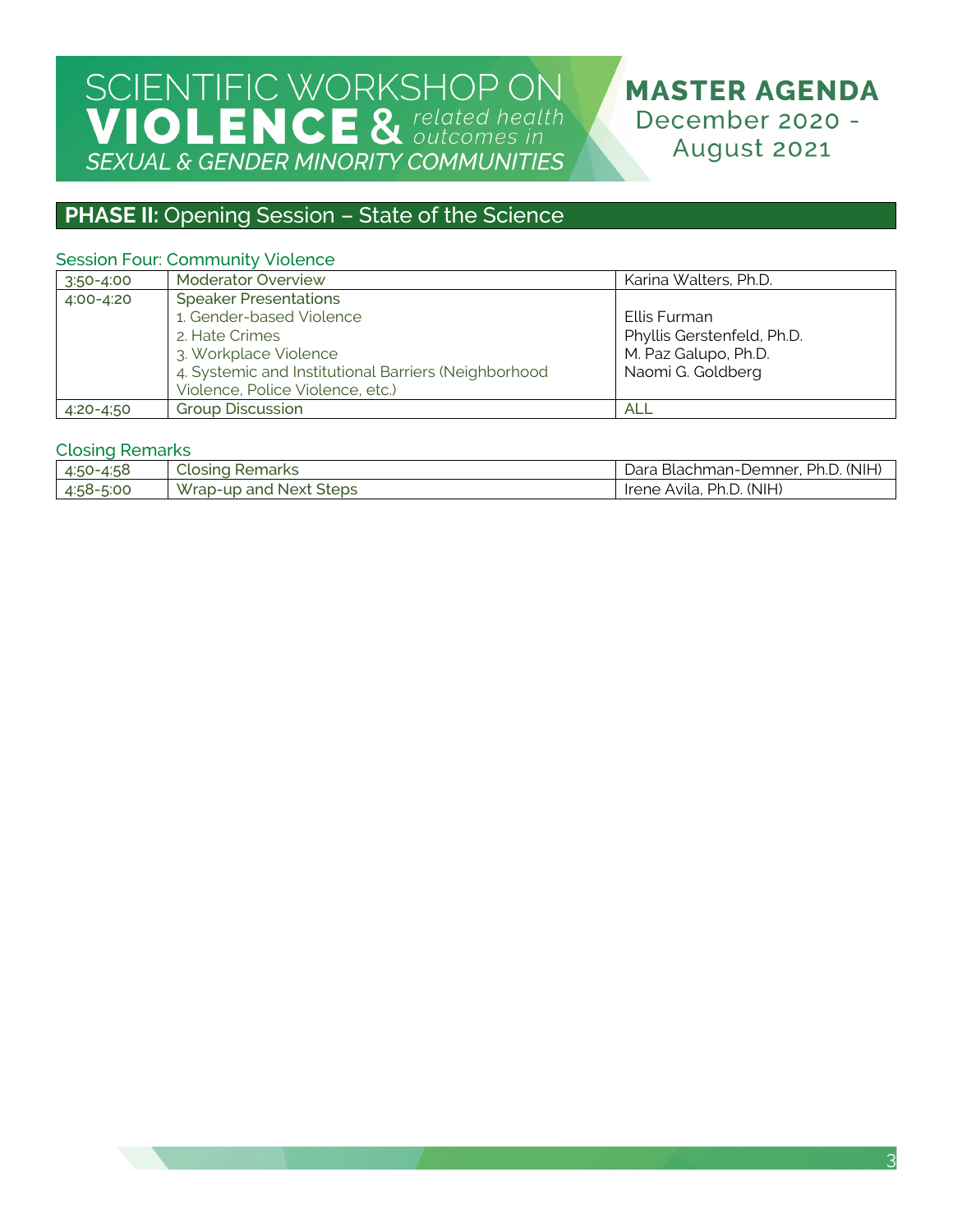# SCIENTIFIC WORKSHOP ON VIOLENCE & *related health outcomes in* *SEXUAL & GENDER MINORITY COMMUNITIES*

**MASTER AGENDA**
December 2020 - August 2021

## **PHASE II:** Opening Session – State of the Science

### Session Four: Community Violence

| | | |
|---|---|---|
| 3:50-4:00 | Moderator Overview | Karina Walters, Ph.D. |
| 4:00-4:20 | Speaker Presentations<br>1. Gender-based Violence<br>2. Hate Crimes<br>3. Workplace Violence<br>4. Systemic and Institutional Barriers (Neighborhood Violence, Police Violence, etc.) | <br>Ellis Furman<br>Phyllis Gerstenfeld, Ph.D.<br>M. Paz Galupo, Ph.D.<br>Naomi G. Goldberg |
| 4:20-4:50 | Group Discussion | ALL |

### Closing Remarks

| | | |
|---|---|---|
| 4:50-4:58 | Closing Remarks | Dara Blachman-Demner, Ph.D. (NIH) |
| 4:58-5:00 | Wrap-up and Next Steps | Irene Avila, Ph.D. (NIH) |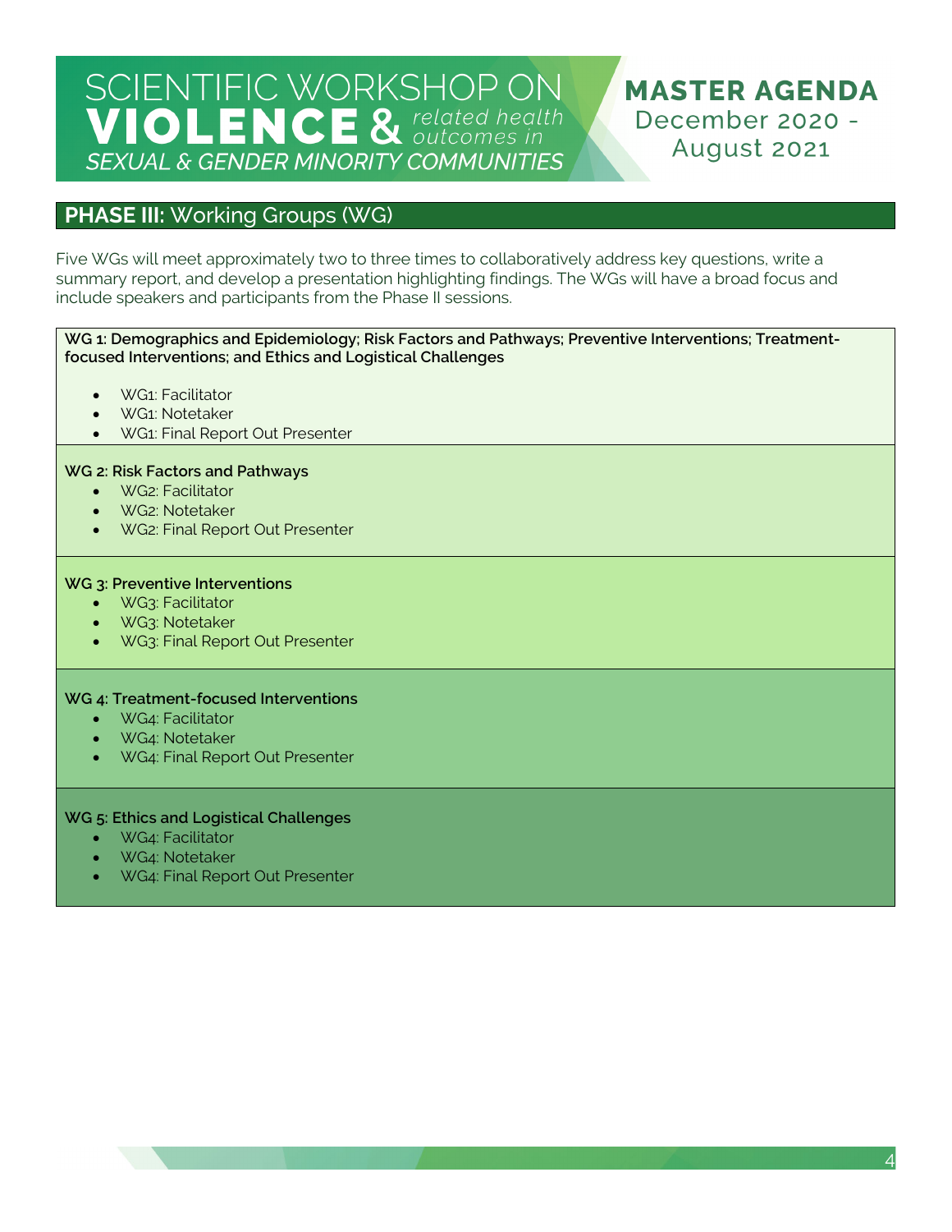# SCIENTIFIC WORKSHOP ON VIOLENCE & *related health outcomes in* *SEXUAL & GENDER MINORITY COMMUNITIES*

## MASTER AGENDA
December 2020 - August 2021

## PHASE III: Working Groups (WG)

Five WGs will meet approximately two to three times to collaboratively address key questions, write a summary report, and develop a presentation highlighting findings. The WGs will have a broad focus and include speakers and participants from the Phase II sessions.

**WG 1: Demographics and Epidemiology; Risk Factors and Pathways; Preventive Interventions; Treatment-focused Interventions; and Ethics and Logistical Challenges**

- WG1: Facilitator
- WG1: Notetaker
- WG1: Final Report Out Presenter

**WG 2: Risk Factors and Pathways**

- WG2: Facilitator
- WG2: Notetaker
- WG2: Final Report Out Presenter

**WG 3: Preventive Interventions**

- WG3: Facilitator
- WG3: Notetaker
- WG3: Final Report Out Presenter

**WG 4: Treatment-focused Interventions**

- WG4: Facilitator
- WG4: Notetaker
- WG4: Final Report Out Presenter

**WG 5: Ethics and Logistical Challenges**

- WG4: Facilitator
- WG4: Notetaker
- WG4: Final Report Out Presenter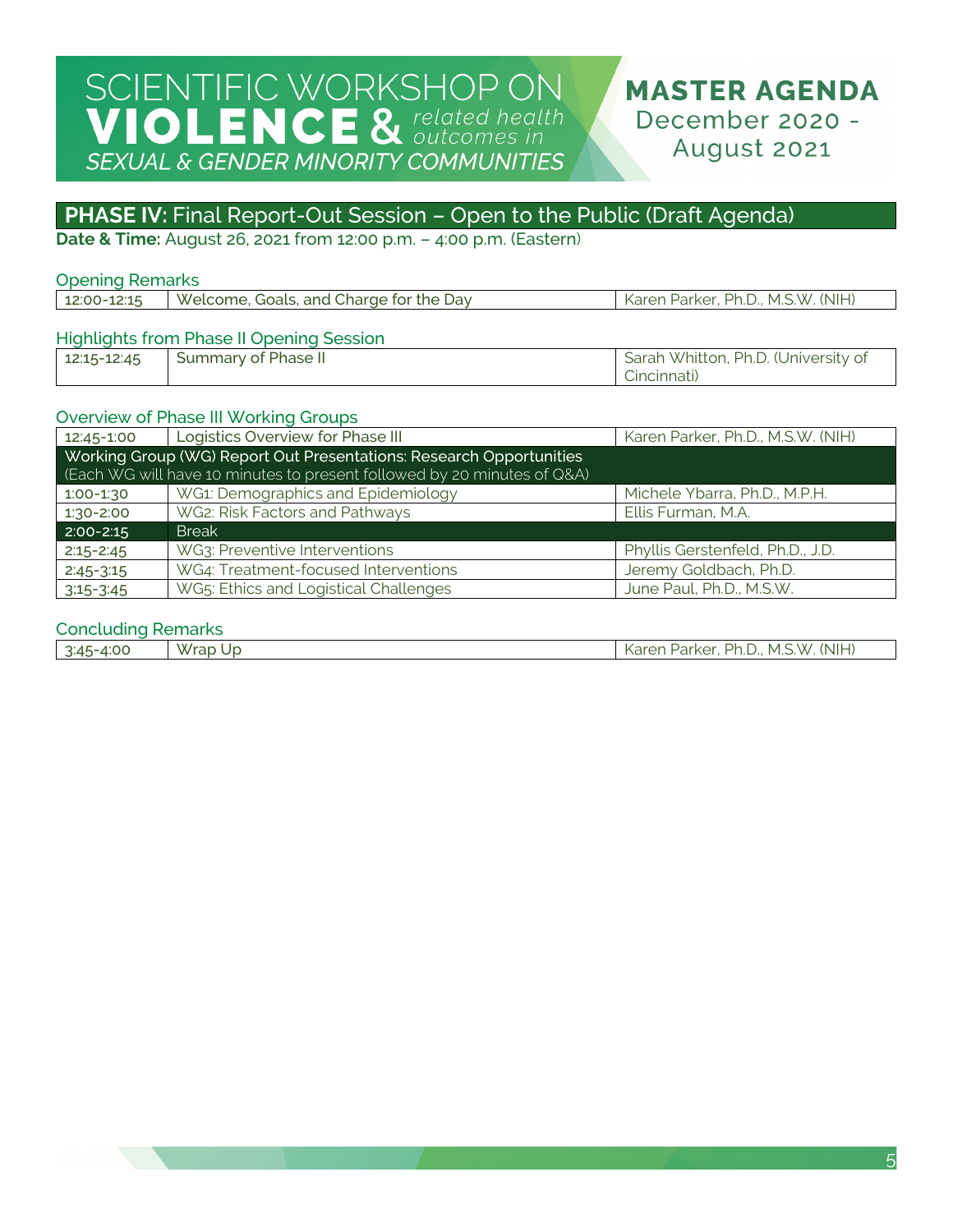# SCIENTIFIC WORKSHOP ON VIOLENCE & *related health outcomes in* *SEXUAL & GENDER MINORITY COMMUNITIES*

## MASTER AGENDA
December 2020 - August 2021

## PHASE IV: Final Report-Out Session – Open to the Public (Draft Agenda)

**Date & Time:** August 26, 2021 from 12:00 p.m. – 4:00 p.m. (Eastern)

### Opening Remarks

| | | |
|---|---|---|
| 12:00-12:15 | Welcome, Goals, and Charge for the Day | Karen Parker, Ph.D., M.S.W. (NIH) |

### Highlights from Phase II Opening Session

| | | |
|---|---|---|
| 12:15-12:45 | Summary of Phase II | Sarah Whitton, Ph.D. (University of Cincinnati) |

### Overview of Phase III Working Groups

| | | |
|---|---|---|
| 12:45-1:00 | Logistics Overview for Phase III | Karen Parker, Ph.D., M.S.W. (NIH) |
| Working Group (WG) Report Out Presentations: Research Opportunities (Each WG will have 10 minutes to present followed by 20 minutes of Q&A) | | |
| 1:00-1:30 | WG1: Demographics and Epidemiology | Michele Ybarra, Ph.D., M.P.H. |
| 1:30-2:00 | WG2: Risk Factors and Pathways | Ellis Furman, M.A. |
| 2:00-2:15 | Break | |
| 2:15-2:45 | WG3: Preventive Interventions | Phyllis Gerstenfeld, Ph.D., J.D. |
| 2:45-3:15 | WG4: Treatment-focused Interventions | Jeremy Goldbach, Ph.D. |
| 3:15-3:45 | WG5: Ethics and Logistical Challenges | June Paul, Ph.D., M.S.W. |

### Concluding Remarks

| | | |
|---|---|---|
| 3:45-4:00 | Wrap Up | Karen Parker, Ph.D., M.S.W. (NIH) |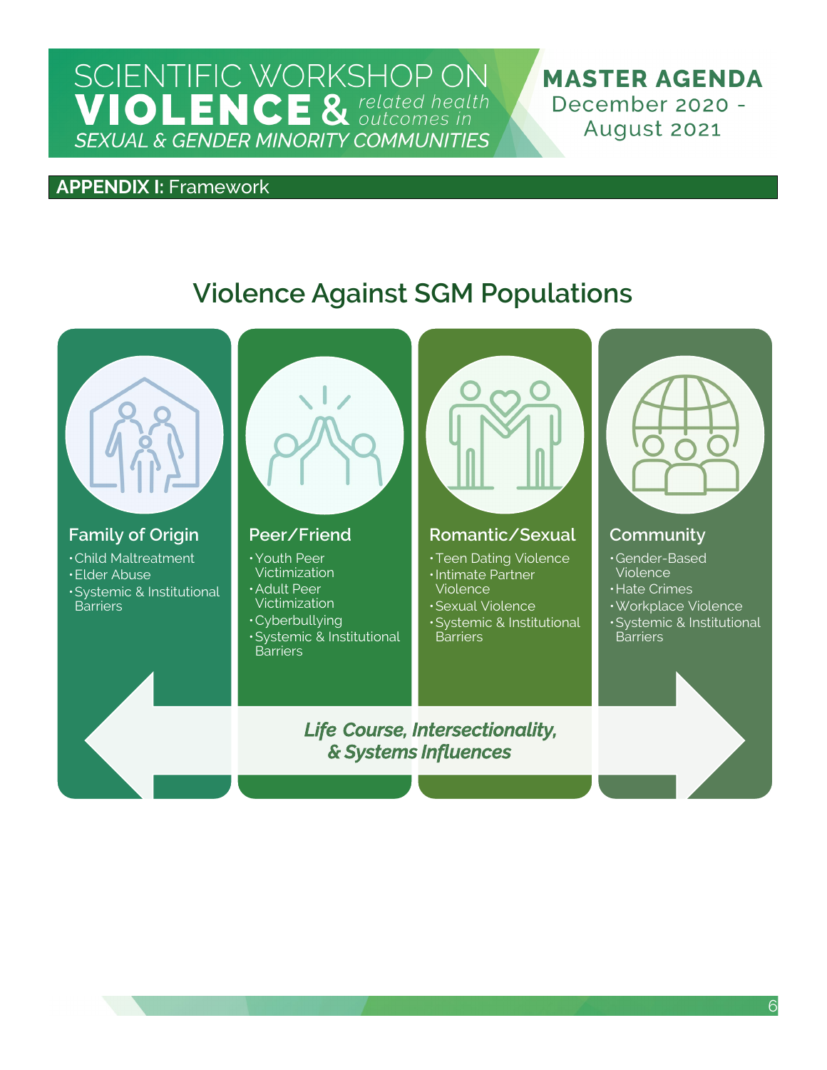## APPENDIX I: Framework

# Violence Against SGM Populations

### Family of Origin

- Child Maltreatment
- Elder Abuse
- Systemic & Institutional Barriers

### Peer/Friend

- Youth Peer Victimization
- Adult Peer Victimization
- Cyberbullying
- Systemic & Institutional Barriers

### Romantic/Sexual

- Teen Dating Violence
- Intimate Partner Violence
- Sexual Violence
- Systemic & Institutional Barriers

### Community

- Gender-Based Violence
- Hate Crimes
- Workplace Violence
- Systemic & Institutional Barriers

***Life Course, Intersectionality, & Systems Influences***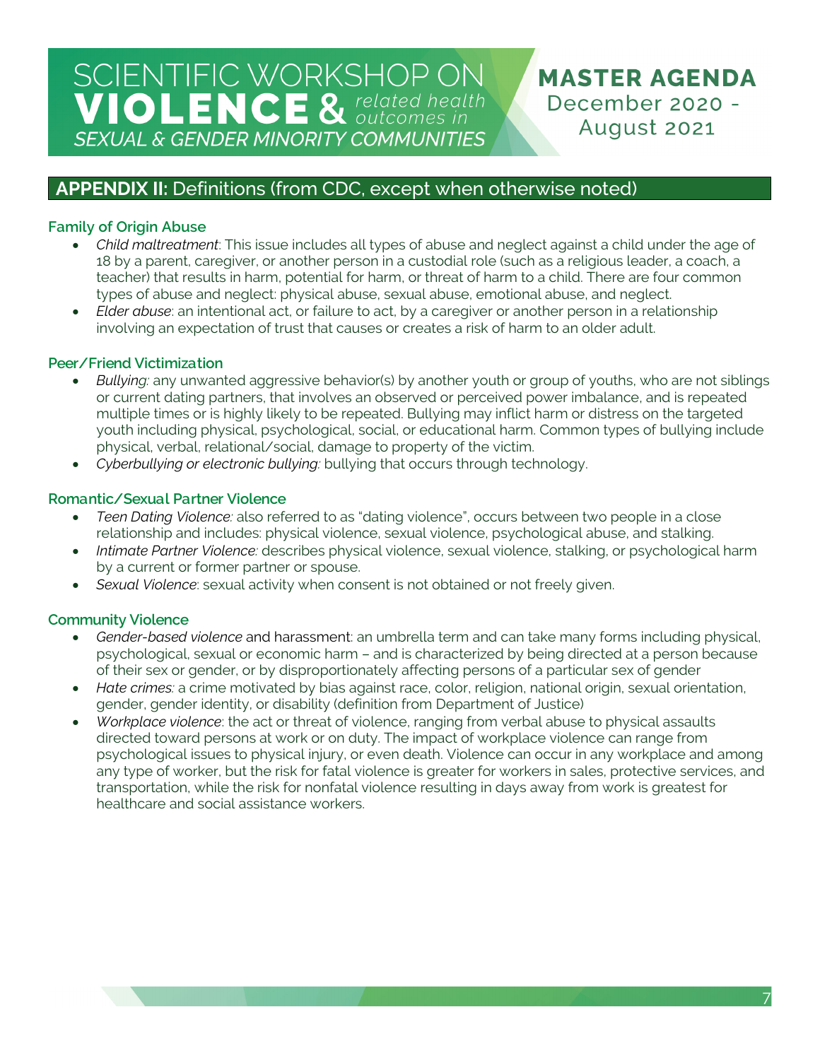## APPENDIX II: Definitions (from CDC, except when otherwise noted)

### Family of Origin Abuse

- *Child maltreatment*: This issue includes all types of abuse and neglect against a child under the age of 18 by a parent, caregiver, or another person in a custodial role (such as a religious leader, a coach, a teacher) that results in harm, potential for harm, or threat of harm to a child. There are four common types of abuse and neglect: physical abuse, sexual abuse, emotional abuse, and neglect.
- *Elder abuse*: an intentional act, or failure to act, by a caregiver or another person in a relationship involving an expectation of trust that causes or creates a risk of harm to an older adult.

### Peer/Friend Victimization

- *Bullying:* any unwanted aggressive behavior(s) by another youth or group of youths, who are not siblings or current dating partners, that involves an observed or perceived power imbalance, and is repeated multiple times or is highly likely to be repeated. Bullying may inflict harm or distress on the targeted youth including physical, psychological, social, or educational harm. Common types of bullying include physical, verbal, relational/social, damage to property of the victim.
- *Cyberbullying or electronic bullying:* bullying that occurs through technology.

### Romantic/Sexual Partner Violence

- *Teen Dating Violence:* also referred to as "dating violence", occurs between two people in a close relationship and includes: physical violence, sexual violence, psychological abuse, and stalking.
- *Intimate Partner Violence:* describes physical violence, sexual violence, stalking, or psychological harm by a current or former partner or spouse.
- *Sexual Violence*: sexual activity when consent is not obtained or not freely given.

### Community Violence

- *Gender-based violence* and harassment: an umbrella term and can take many forms including physical, psychological, sexual or economic harm – and is characterized by being directed at a person because of their sex or gender, or by disproportionately affecting persons of a particular sex of gender
- *Hate crimes:* a crime motivated by bias against race, color, religion, national origin, sexual orientation, gender, gender identity, or disability (definition from Department of Justice)
- *Workplace violence*: the act or threat of violence, ranging from verbal abuse to physical assaults directed toward persons at work or on duty. The impact of workplace violence can range from psychological issues to physical injury, or even death. Violence can occur in any workplace and among any type of worker, but the risk for fatal violence is greater for workers in sales, protective services, and transportation, while the risk for nonfatal violence resulting in days away from work is greatest for healthcare and social assistance workers.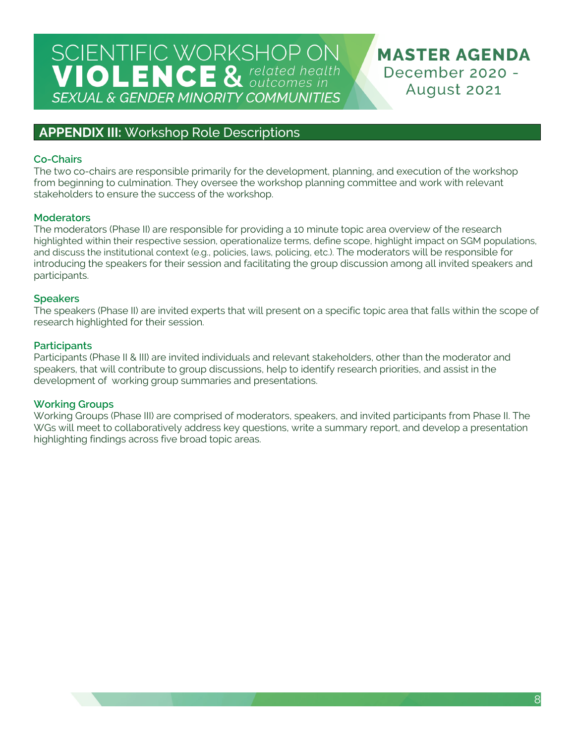## APPENDIX III: Workshop Role Descriptions

### Co-Chairs

The two co-chairs are responsible primarily for the development, planning, and execution of the workshop from beginning to culmination. They oversee the workshop planning committee and work with relevant stakeholders to ensure the success of the workshop.

### Moderators

The moderators (Phase II) are responsible for providing a 10 minute topic area overview of the research highlighted within their respective session, operationalize terms, define scope, highlight impact on SGM populations, and discuss the institutional context (e.g., policies, laws, policing, etc.). The moderators will be responsible for introducing the speakers for their session and facilitating the group discussion among all invited speakers and participants.

### Speakers

The speakers (Phase II) are invited experts that will present on a specific topic area that falls within the scope of research highlighted for their session.

### Participants

Participants (Phase II & III) are invited individuals and relevant stakeholders, other than the moderator and speakers, that will contribute to group discussions, help to identify research priorities, and assist in the development of working group summaries and presentations.

### Working Groups

Working Groups (Phase III) are comprised of moderators, speakers, and invited participants from Phase II. The WGs will meet to collaboratively address key questions, write a summary report, and develop a presentation highlighting findings across five broad topic areas.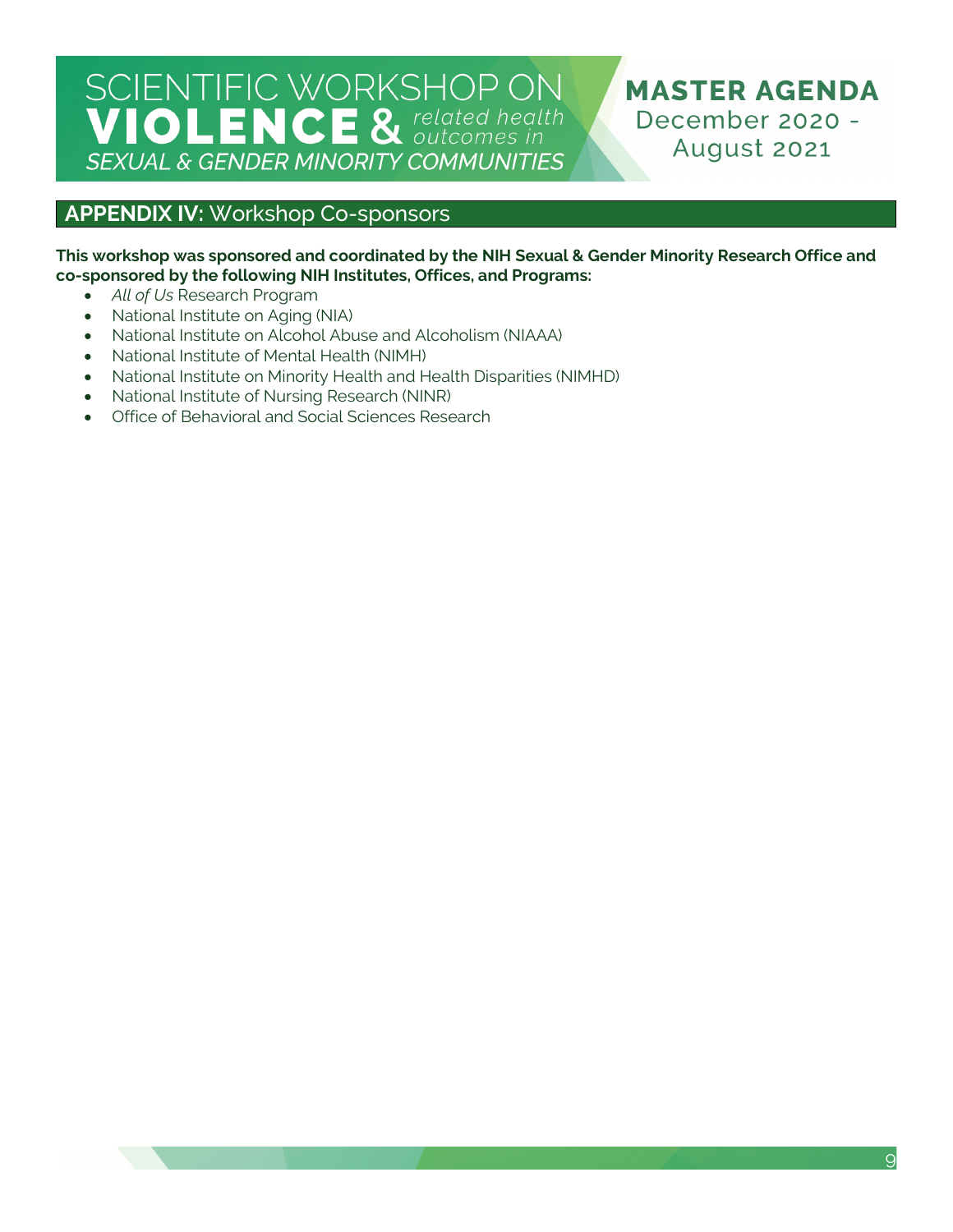## APPENDIX IV: Workshop Co-sponsors

**This workshop was sponsored and coordinated by the NIH Sexual & Gender Minority Research Office and co-sponsored by the following NIH Institutes, Offices, and Programs:**

- *All of Us* Research Program
- National Institute on Aging (NIA)
- National Institute on Alcohol Abuse and Alcoholism (NIAAA)
- National Institute of Mental Health (NIMH)
- National Institute on Minority Health and Health Disparities (NIMHD)
- National Institute of Nursing Research (NINR)
- Office of Behavioral and Social Sciences Research